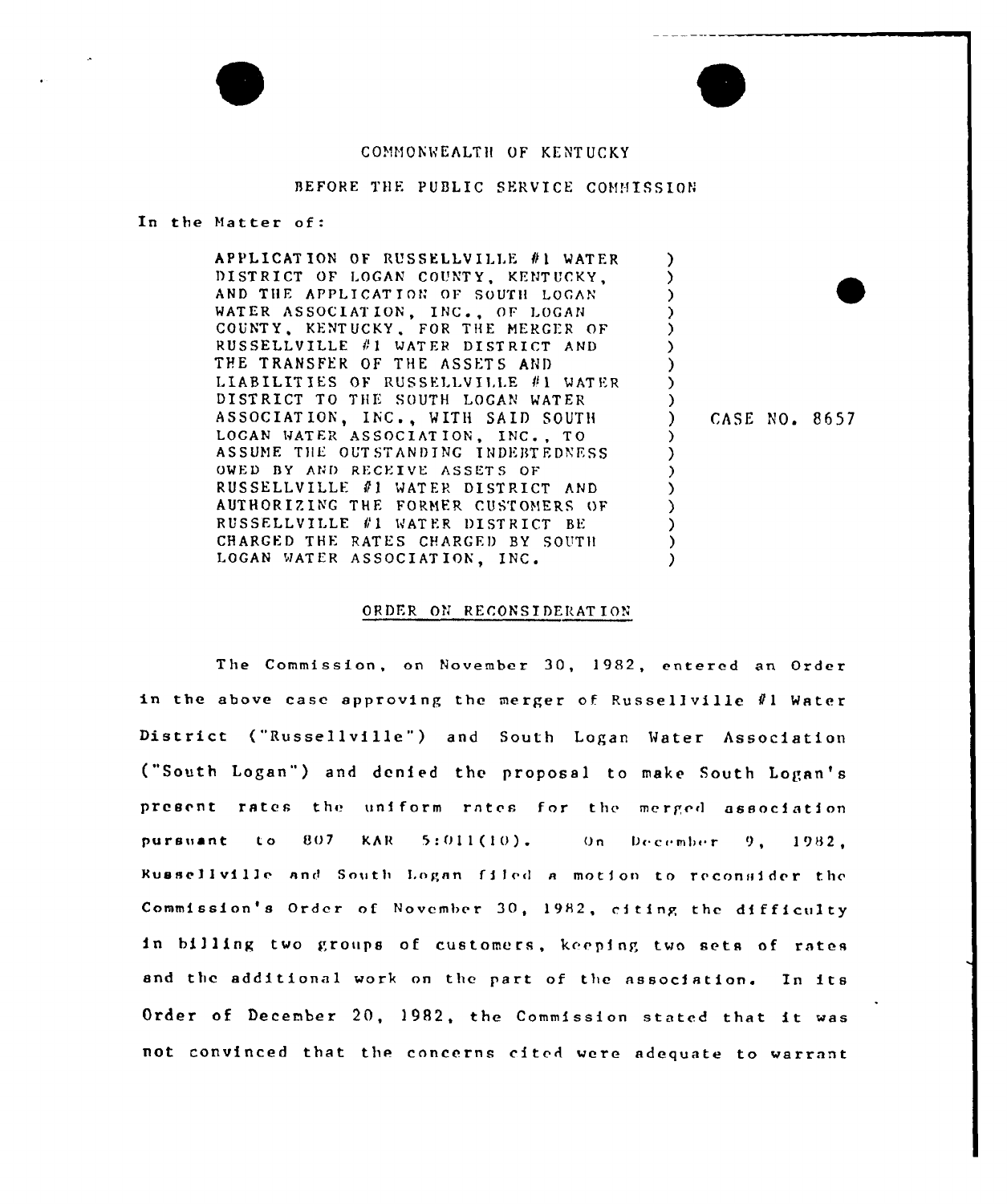COMMONWEALTH OF KENTUCKY

BEFORE THE PUBLIC SERVICE COMMISSION

In the Matter of:

| | | |
|---|---|---|
| APPLICATION OF RUSSELLVILLE #1 WATER DISTRICT OF LOGAN COUNTY, KENTUCKY, AND THE APPLICATION OF SOUTH LOGAN WATER ASSOCIATION, INC., OF LOGAN COUNTY, KENTUCKY, FOR THE MERGER OF RUSSELLVILLE #1 WATER DISTRICT AND THE TRANSFER OF THE ASSETS AND LIABILITIES OF RUSSELLVILLE #1 WATER DISTRICT TO THE SOUTH LOGAN WATER ASSOCIATION, INC., WITH SAID SOUTH LOGAN WATER ASSOCIATION, INC., TO ASSUME THE OUTSTANDING INDEBTEDNESS OWED BY AND RECEIVE ASSETS OF RUSSELLVILLE #1 WATER DISTRICT AND AUTHORIZING THE FORMER CUSTOMERS OF RUSSELLVILLE #1 WATER DISTRICT BE CHARGED THE RATES CHARGED BY SOUTH LOGAN WATER ASSOCIATION, INC. | ) | CASE NO. 8657 |

ORDER ON RECONSIDERATION

The Commission, on November 30, 1982, entered an Order in the above case approving the merger of Russellville #1 Water District ("Russellville") and South Logan Water Association ("South Logan") and denied the proposal to make South Logan's present rates the uniform rates for the merged association pursuant to 807 KAR 5:011(10). On December 9, 1982, Russellville and South Logan filed a motion to reconsider the Commission's Order of November 30, 1982, citing the difficulty in billing two groups of customers, keeping two sets of rates and the additional work on the part of the association. In its Order of December 20, 1982, the Commission stated that it was not convinced that the concerns cited were adequate to warrant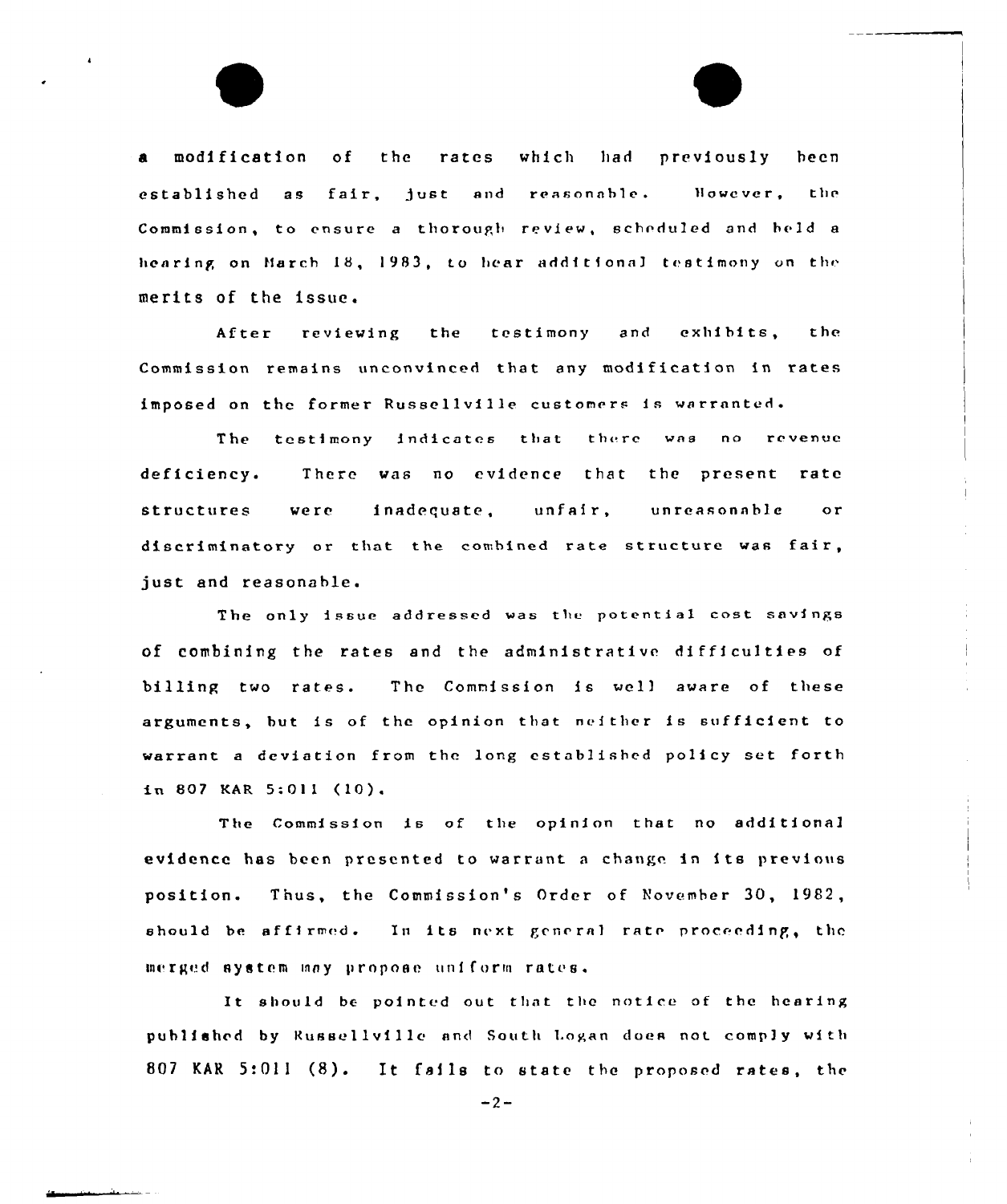a modification of the rates which had previously been established as fair, just and reasonable. However, the Commission, to ensure a thorough review, scheduled and held a hearing on March 18, 1983, to hear additional testimony on the merits of the issue.

After reviewing the testimony and exhibits, the Commission remains unconvinced that any modification in rates imposed on the former Russellville customers is warranted.

The testimony indicates that there was no revenue deficiency. There was no evidence that the present rate structures were inadequate, unfair, unreasonable or discriminatory or that the combined rate structure was fair, just and reasonable.

The only issue addressed was the potential cost savings of combining the rates and the administrative difficulties of billing two rates. The Commission is well aware of these arguments, but is of the opinion that neither is sufficient to warrant a deviation from the long established policy set forth in 807 KAR 5:011 (10).

The Commission is of the opinion that no additional evidence has been presented to warrant a change in its previous position. Thus, the Commission's Order of November 30, 1982, should be affirmed. In its next general rate proceeding, the merged system may propose uniform rates.

It should be pointed out that the notice of the hearing published by Russellville and South Logan does not comply with 807 KAR 5:011 (8). It fails to state the proposed rates, the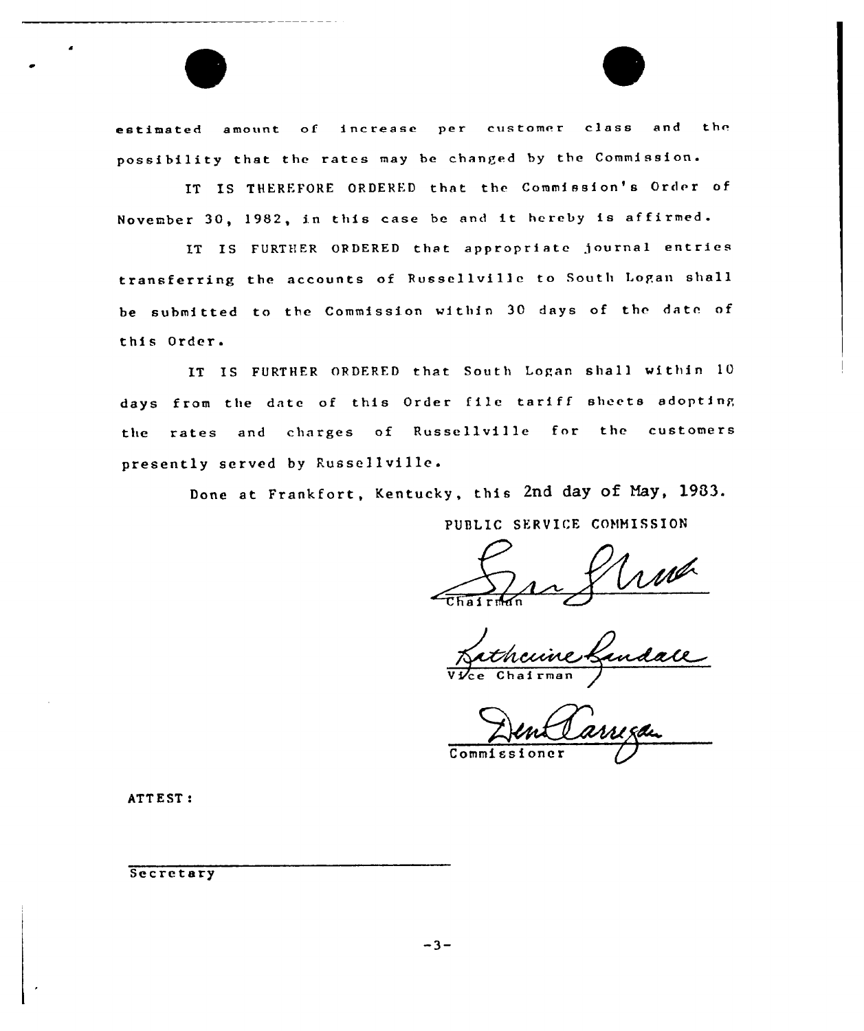estimated amount of increase per customer class and the possibility that the rates may be changed by the Commission.

IT IS THEREFORE ORDERED that the Commission's Order of November 30, 1982, in this case be and it hereby is affirmed.

IT IS FURTHER ORDERED that appropriate journal entries transferring the accounts of Russellville to South Logan shall be submitted to the Commission within 30 days of the date of this Order.

IT IS FURTHER ORDERED that South Logan shall within 10 days from the date of this Order file tariff sheets adopting the rates and charges of Russellville for the customers presently served by Russellville.

Done at Frankfort, Kentucky, this 2nd day of May, 1983.

PUBLIC SERVICE COMMISSION

Chairman

Vice Chairman

Commissioner

ATTEST:

Secretary